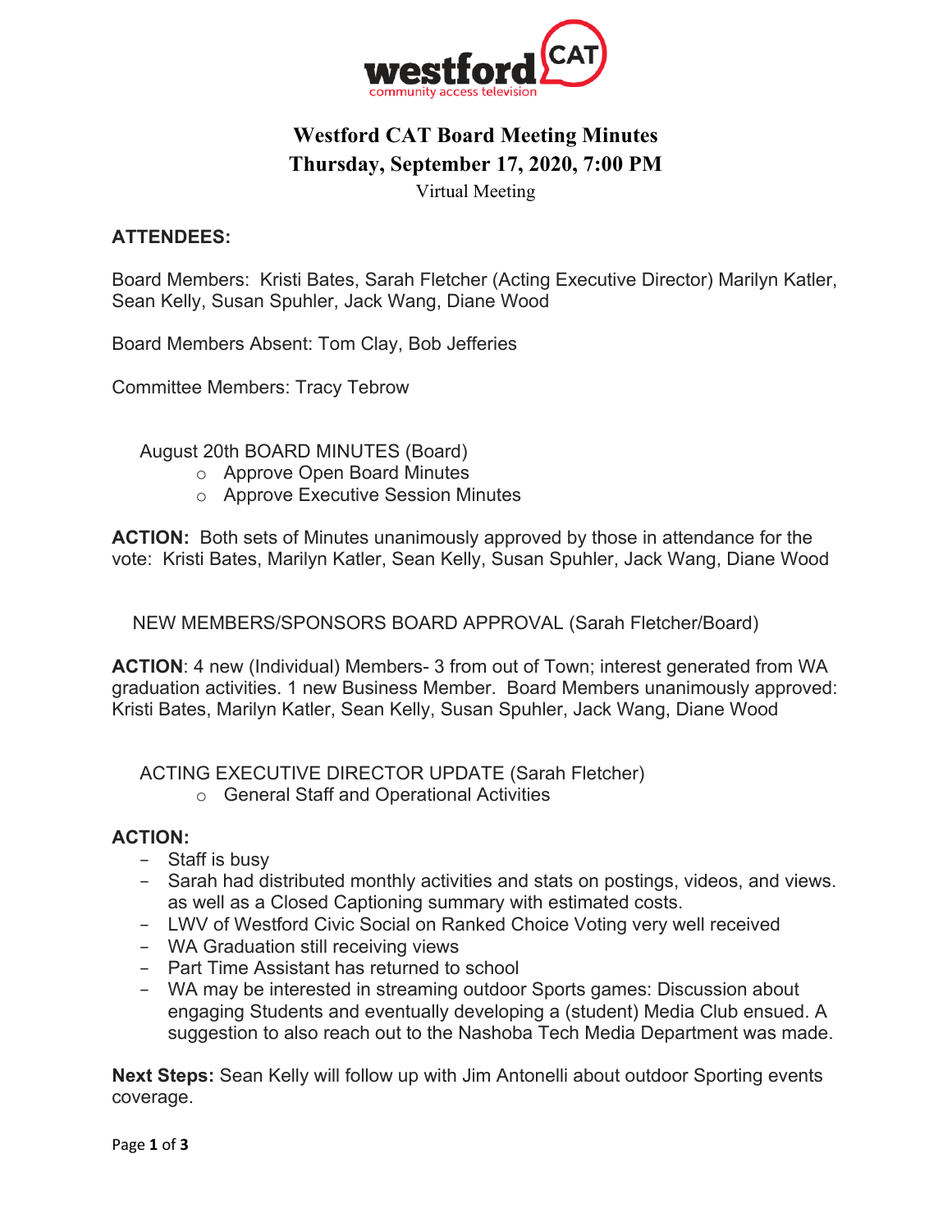# Westford CAT Board Meeting Minutes

## Thursday, September 17, 2020, 7:00 PM

Virtual Meeting

**ATTENDEES:**

Board Members: Kristi Bates, Sarah Fletcher (Acting Executive Director) Marilyn Katler, Sean Kelly, Susan Spuhler, Jack Wang, Diane Wood

Board Members Absent: Tom Clay, Bob Jefferies

Committee Members: Tracy Tebrow

August 20th BOARD MINUTES (Board)

- Approve Open Board Minutes
- Approve Executive Session Minutes

**ACTION:** Both sets of Minutes unanimously approved by those in attendance for the vote: Kristi Bates, Marilyn Katler, Sean Kelly, Susan Spuhler, Jack Wang, Diane Wood

NEW MEMBERS/SPONSORS BOARD APPROVAL (Sarah Fletcher/Board)

**ACTION**: 4 new (Individual) Members- 3 from out of Town; interest generated from WA graduation activities. 1 new Business Member. Board Members unanimously approved: Kristi Bates, Marilyn Katler, Sean Kelly, Susan Spuhler, Jack Wang, Diane Wood

ACTING EXECUTIVE DIRECTOR UPDATE (Sarah Fletcher)

- General Staff and Operational Activities

**ACTION:**

- Staff is busy
- Sarah had distributed monthly activities and stats on postings, videos, and views. as well as a Closed Captioning summary with estimated costs.
- LWV of Westford Civic Social on Ranked Choice Voting very well received
- WA Graduation still receiving views
- Part Time Assistant has returned to school
- WA may be interested in streaming outdoor Sports games: Discussion about engaging Students and eventually developing a (student) Media Club ensued. A suggestion to also reach out to the Nashoba Tech Media Department was made.

**Next Steps:** Sean Kelly will follow up with Jim Antonelli about outdoor Sporting events coverage.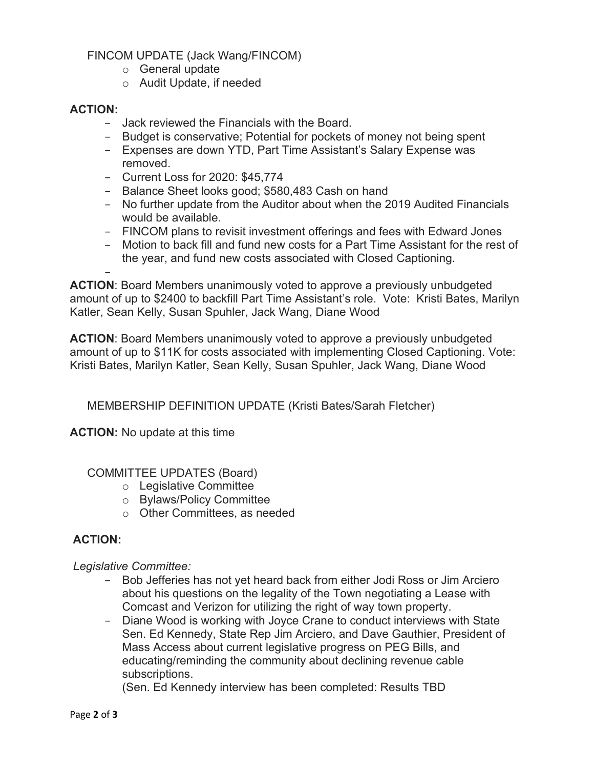FINCOM UPDATE (Jack Wang/FINCOM)

- General update
- Audit Update, if needed

**ACTION:**

- Jack reviewed the Financials with the Board.
- Budget is conservative; Potential for pockets of money not being spent
- Expenses are down YTD, Part Time Assistant's Salary Expense was removed.
- Current Loss for 2020: $45,774
- Balance Sheet looks good; $580,483 Cash on hand
- No further update from the Auditor about when the 2019 Audited Financials would be available.
- FINCOM plans to revisit investment offerings and fees with Edward Jones
- Motion to back fill and fund new costs for a Part Time Assistant for the rest of the year, and fund new costs associated with Closed Captioning.
-

**ACTION**: Board Members unanimously voted to approve a previously unbudgeted amount of up to $2400 to backfill Part Time Assistant's role. Vote: Kristi Bates, Marilyn Katler, Sean Kelly, Susan Spuhler, Jack Wang, Diane Wood

**ACTION**: Board Members unanimously voted to approve a previously unbudgeted amount of up to $11K for costs associated with implementing Closed Captioning. Vote: Kristi Bates, Marilyn Katler, Sean Kelly, Susan Spuhler, Jack Wang, Diane Wood

MEMBERSHIP DEFINITION UPDATE (Kristi Bates/Sarah Fletcher)

**ACTION:** No update at this time

COMMITTEE UPDATES (Board)

- Legislative Committee
- Bylaws/Policy Committee
- Other Committees, as needed

**ACTION:**

*Legislative Committee:*

- Bob Jefferies has not yet heard back from either Jodi Ross or Jim Arciero about his questions on the legality of the Town negotiating a Lease with Comcast and Verizon for utilizing the right of way town property.
- Diane Wood is working with Joyce Crane to conduct interviews with State Sen. Ed Kennedy, State Rep Jim Arciero, and Dave Gauthier, President of Mass Access about current legislative progress on PEG Bills, and educating/reminding the community about declining revenue cable subscriptions.
  (Sen. Ed Kennedy interview has been completed: Results TBD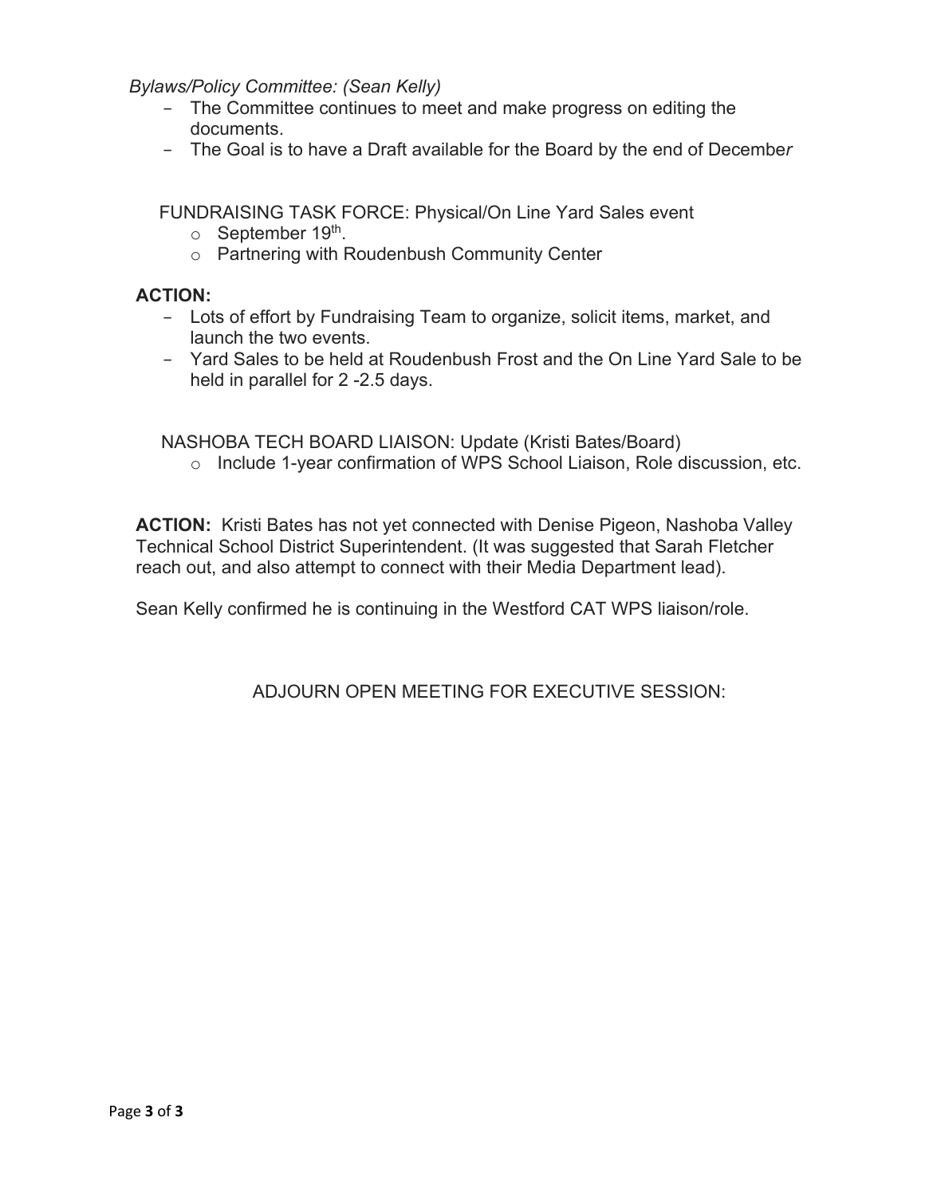*Bylaws/Policy Committee: (Sean Kelly)*

- The Committee continues to meet and make progress on editing the documents.
- The Goal is to have a Draft available for the Board by the end of Decembe*r*

FUNDRAISING TASK FORCE: Physical/On Line Yard Sales event

- September 19th.
- Partnering with Roudenbush Community Center

**ACTION:**

- Lots of effort by Fundraising Team to organize, solicit items, market, and launch the two events.
- Yard Sales to be held at Roudenbush Frost and the On Line Yard Sale to be held in parallel for 2 -2.5 days.

NASHOBA TECH BOARD LIAISON: Update (Kristi Bates/Board)

- Include 1-year confirmation of WPS School Liaison, Role discussion, etc.

**ACTION:** Kristi Bates has not yet connected with Denise Pigeon, Nashoba Valley Technical School District Superintendent. (It was suggested that Sarah Fletcher reach out, and also attempt to connect with their Media Department lead).

Sean Kelly confirmed he is continuing in the Westford CAT WPS liaison/role.

ADJOURN OPEN MEETING FOR EXECUTIVE SESSION: